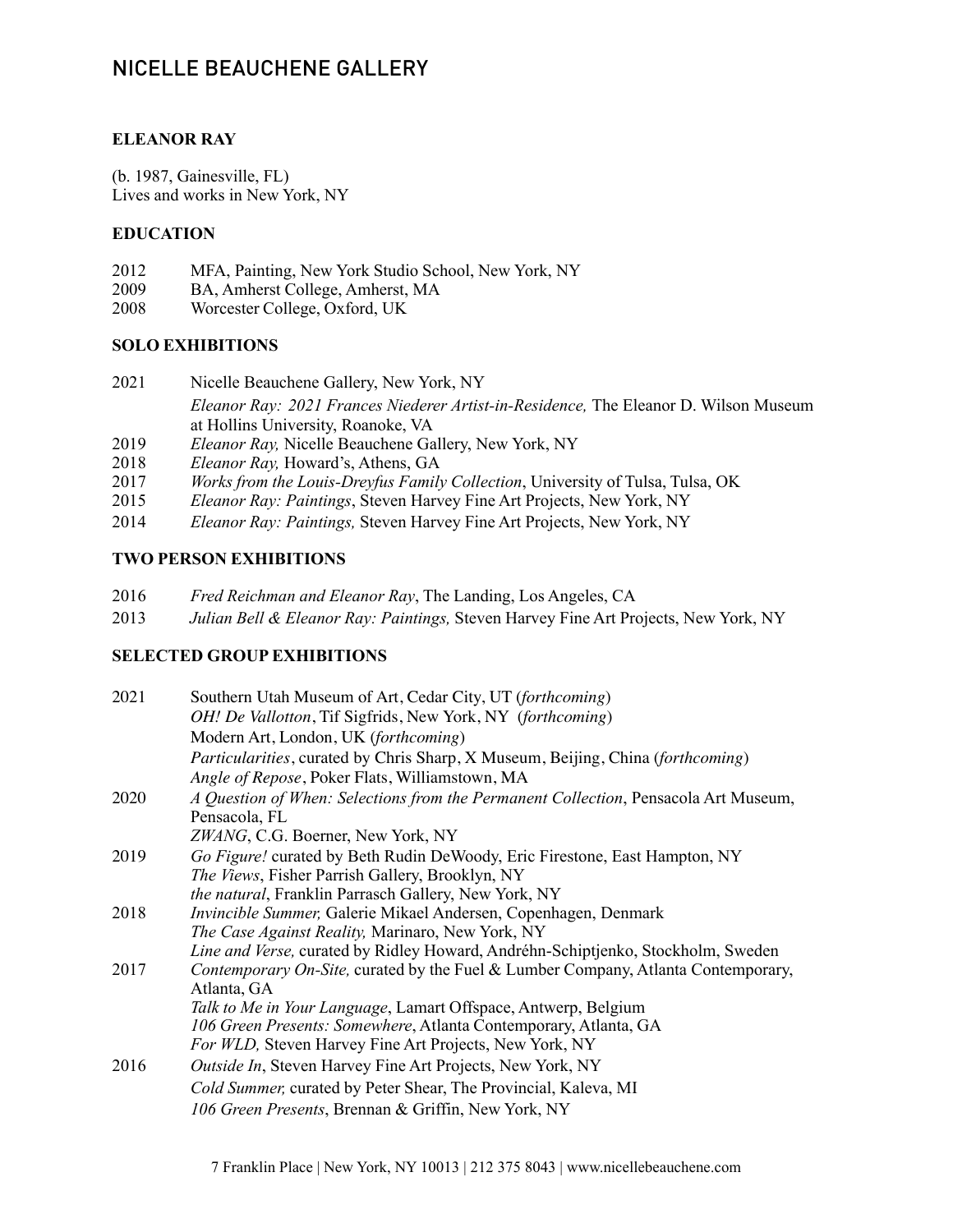# NICELLE BEAUCHENE GALLERY

## ELEANOR RAY

(b. 1987, Gainesville, FL)
Lives and works in New York, NY

### EDUCATION

2012 MFA, Painting, New York Studio School, New York, NY
2009 BA, Amherst College, Amherst, MA
2008 Worcester College, Oxford, UK

### SOLO EXHIBITIONS

2021 Nicelle Beauchene Gallery, New York, NY
*Eleanor Ray: 2021 Frances Niederer Artist-in-Residence,* The Eleanor D. Wilson Museum at Hollins University, Roanoke, VA
2019 *Eleanor Ray,* Nicelle Beauchene Gallery, New York, NY
2018 *Eleanor Ray,* Howard's, Athens, GA
2017 *Works from the Louis-Dreyfus Family Collection*, University of Tulsa, Tulsa, OK
2015 *Eleanor Ray: Paintings*, Steven Harvey Fine Art Projects, New York, NY
2014 *Eleanor Ray: Paintings,* Steven Harvey Fine Art Projects, New York, NY

### TWO PERSON EXHIBITIONS

2016 *Fred Reichman and Eleanor Ray*, The Landing, Los Angeles, CA
2013 *Julian Bell & Eleanor Ray: Paintings,* Steven Harvey Fine Art Projects, New York, NY

### SELECTED GROUP EXHIBITIONS

2021 Southern Utah Museum of Art, Cedar City, UT (*forthcoming*)
*OH! De Vallotton*, Tif Sigfrids, New York, NY (*forthcoming*)
Modern Art, London, UK (*forthcoming*)
*Particularities*, curated by Chris Sharp, X Museum, Beijing, China (*forthcoming*)
*Angle of Repose*, Poker Flats, Williamstown, MA
2020 *A Question of When: Selections from the Permanent Collection*, Pensacola Art Museum, Pensacola, FL
*ZWANG*, C.G. Boerner, New York, NY
2019 *Go Figure!* curated by Beth Rudin DeWoody, Eric Firestone, East Hampton, NY
*The Views*, Fisher Parrish Gallery, Brooklyn, NY
*the natural*, Franklin Parrasch Gallery, New York, NY
2018 *Invincible Summer,* Galerie Mikael Andersen, Copenhagen, Denmark
*The Case Against Reality,* Marinaro, New York, NY
*Line and Verse,* curated by Ridley Howard, Andréhn-Schiptjenko, Stockholm, Sweden
2017 *Contemporary On-Site,* curated by the Fuel & Lumber Company, Atlanta Contemporary, Atlanta, GA
*Talk to Me in Your Language*, Lamart Offspace, Antwerp, Belgium
*106 Green Presents: Somewhere*, Atlanta Contemporary, Atlanta, GA
*For WLD,* Steven Harvey Fine Art Projects, New York, NY
2016 *Outside In*, Steven Harvey Fine Art Projects, New York, NY
*Cold Summer,* curated by Peter Shear, The Provincial, Kaleva, MI
*106 Green Presents*, Brennan & Griffin, New York, NY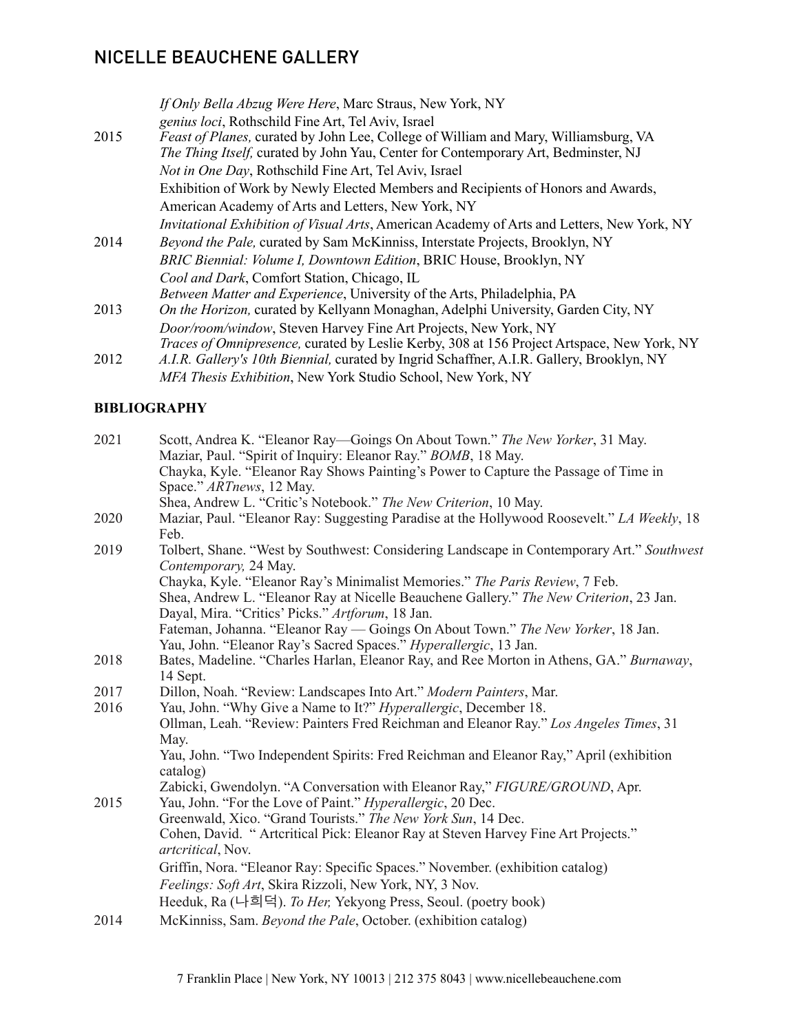| | |
|---|---|
| | *If Only Bella Abzug Were Here*, Marc Straus, New York, NY |
| | *genius loci*, Rothschild Fine Art, Tel Aviv, Israel |
| 2015 | *Feast of Planes,* curated by John Lee, College of William and Mary, Williamsburg, VA |
| | *The Thing Itself,* curated by John Yau, Center for Contemporary Art, Bedminster, NJ |
| | *Not in One Day*, Rothschild Fine Art, Tel Aviv, Israel |
| | Exhibition of Work by Newly Elected Members and Recipients of Honors and Awards, American Academy of Arts and Letters, New York, NY |
| | *Invitational Exhibition of Visual Arts*, American Academy of Arts and Letters, New York, NY |
| 2014 | *Beyond the Pale,* curated by Sam McKinniss, Interstate Projects, Brooklyn, NY |
| | *BRIC Biennial: Volume I, Downtown Edition*, BRIC House, Brooklyn, NY |
| | *Cool and Dark*, Comfort Station, Chicago, IL |
| | *Between Matter and Experience*, University of the Arts, Philadelphia, PA |
| 2013 | *On the Horizon,* curated by Kellyann Monaghan, Adelphi University, Garden City, NY |
| | *Door/room/window*, Steven Harvey Fine Art Projects, New York, NY |
| | *Traces of Omnipresence,* curated by Leslie Kerby, 308 at 156 Project Artspace, New York, NY |
| 2012 | *A.I.R. Gallery's 10th Biennial,* curated by Ingrid Schaffner, A.I.R. Gallery, Brooklyn, NY |
| | *MFA Thesis Exhibition*, New York Studio School, New York, NY |

## BIBLIOGRAPHY

| | |
|---|---|
| 2021 | Scott, Andrea K. "Eleanor Ray—Goings On About Town." *The New Yorker*, 31 May. |
| | Maziar, Paul. "Spirit of Inquiry: Eleanor Ray." *BOMB*, 18 May. |
| | Chayka, Kyle. "Eleanor Ray Shows Painting's Power to Capture the Passage of Time in Space." *ARTnews*, 12 May. |
| | Shea, Andrew L. "Critic's Notebook." *The New Criterion*, 10 May. |
| 2020 | Maziar, Paul. "Eleanor Ray: Suggesting Paradise at the Hollywood Roosevelt." *LA Weekly*, 18 Feb. |
| 2019 | Tolbert, Shane. "West by Southwest: Considering Landscape in Contemporary Art." *Southwest Contemporary,* 24 May. |
| | Chayka, Kyle. "Eleanor Ray's Minimalist Memories." *The Paris Review*, 7 Feb. |
| | Shea, Andrew L. "Eleanor Ray at Nicelle Beauchene Gallery." *The New Criterion*, 23 Jan. |
| | Dayal, Mira. "Critics' Picks." *Artforum*, 18 Jan. |
| | Fateman, Johanna. "Eleanor Ray — Goings On About Town." *The New Yorker*, 18 Jan. |
| | Yau, John. "Eleanor Ray's Sacred Spaces." *Hyperallergic*, 13 Jan. |
| 2018 | Bates, Madeline. "Charles Harlan, Eleanor Ray, and Ree Morton in Athens, GA." *Burnaway*, 14 Sept. |
| 2017 | Dillon, Noah. "Review: Landscapes Into Art." *Modern Painters*, Mar. |
| 2016 | Yau, John. "Why Give a Name to It?" *Hyperallergic*, December 18. |
| | Ollman, Leah. "Review: Painters Fred Reichman and Eleanor Ray." *Los Angeles Times*, 31 May. |
| | Yau, John. "Two Independent Spirits: Fred Reichman and Eleanor Ray," April (exhibition catalog) |
| | Zabicki, Gwendolyn. "A Conversation with Eleanor Ray," *FIGURE/GROUND*, Apr. |
| 2015 | Yau, John. "For the Love of Paint." *Hyperallergic*, 20 Dec. |
| | Greenwald, Xico. "Grand Tourists." *The New York Sun*, 14 Dec. |
| | Cohen, David. " Artcritical Pick: Eleanor Ray at Steven Harvey Fine Art Projects." *artcritical*, Nov. |
| | Griffin, Nora. "Eleanor Ray: Specific Spaces." November. (exhibition catalog) |
| | *Feelings: Soft Art*, Skira Rizzoli, New York, NY, 3 Nov. |
| | Heeduk, Ra (나희덕). *To Her,* Yekyong Press, Seoul. (poetry book) |
| 2014 | McKinniss, Sam. *Beyond the Pale*, October. (exhibition catalog) |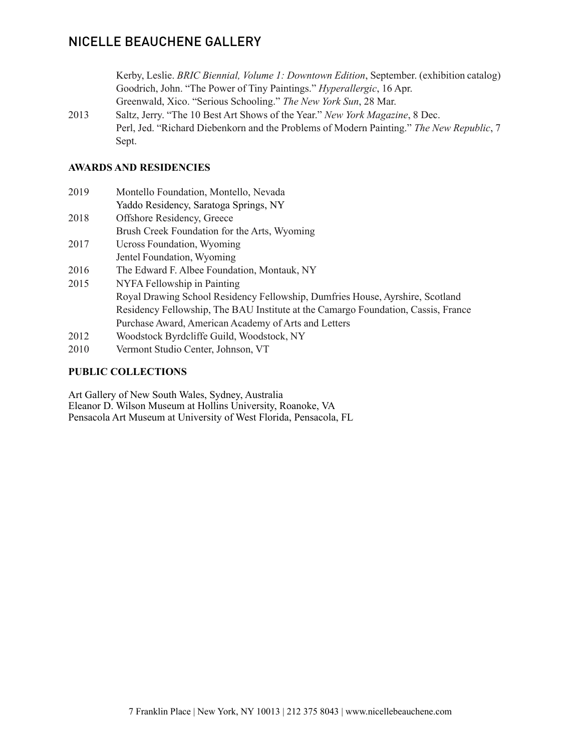Kerby, Leslie. *BRIC Biennial, Volume 1: Downtown Edition*, September. (exhibition catalog)
Goodrich, John. "The Power of Tiny Paintings." *Hyperallergic*, 16 Apr.
Greenwald, Xico. "Serious Schooling." *The New York Sun*, 28 Mar.

2013 Saltz, Jerry. "The 10 Best Art Shows of the Year." *New York Magazine*, 8 Dec.
Perl, Jed. "Richard Diebenkorn and the Problems of Modern Painting." *The New Republic*, 7 Sept.

**AWARDS AND RESIDENCIES**

2019 Montello Foundation, Montello, Nevada
Yaddo Residency, Saratoga Springs, NY

2018 Offshore Residency, Greece
Brush Creek Foundation for the Arts, Wyoming

2017 Ucross Foundation, Wyoming
Jentel Foundation, Wyoming

2016 The Edward F. Albee Foundation, Montauk, NY

2015 NYFA Fellowship in Painting
Royal Drawing School Residency Fellowship, Dumfries House, Ayrshire, Scotland
Residency Fellowship, The BAU Institute at the Camargo Foundation, Cassis, France
Purchase Award, American Academy of Arts and Letters

2012 Woodstock Byrdcliffe Guild, Woodstock, NY

2010 Vermont Studio Center, Johnson, VT

**PUBLIC COLLECTIONS**

Art Gallery of New South Wales, Sydney, Australia
Eleanor D. Wilson Museum at Hollins University, Roanoke, VA
Pensacola Art Museum at University of West Florida, Pensacola, FL